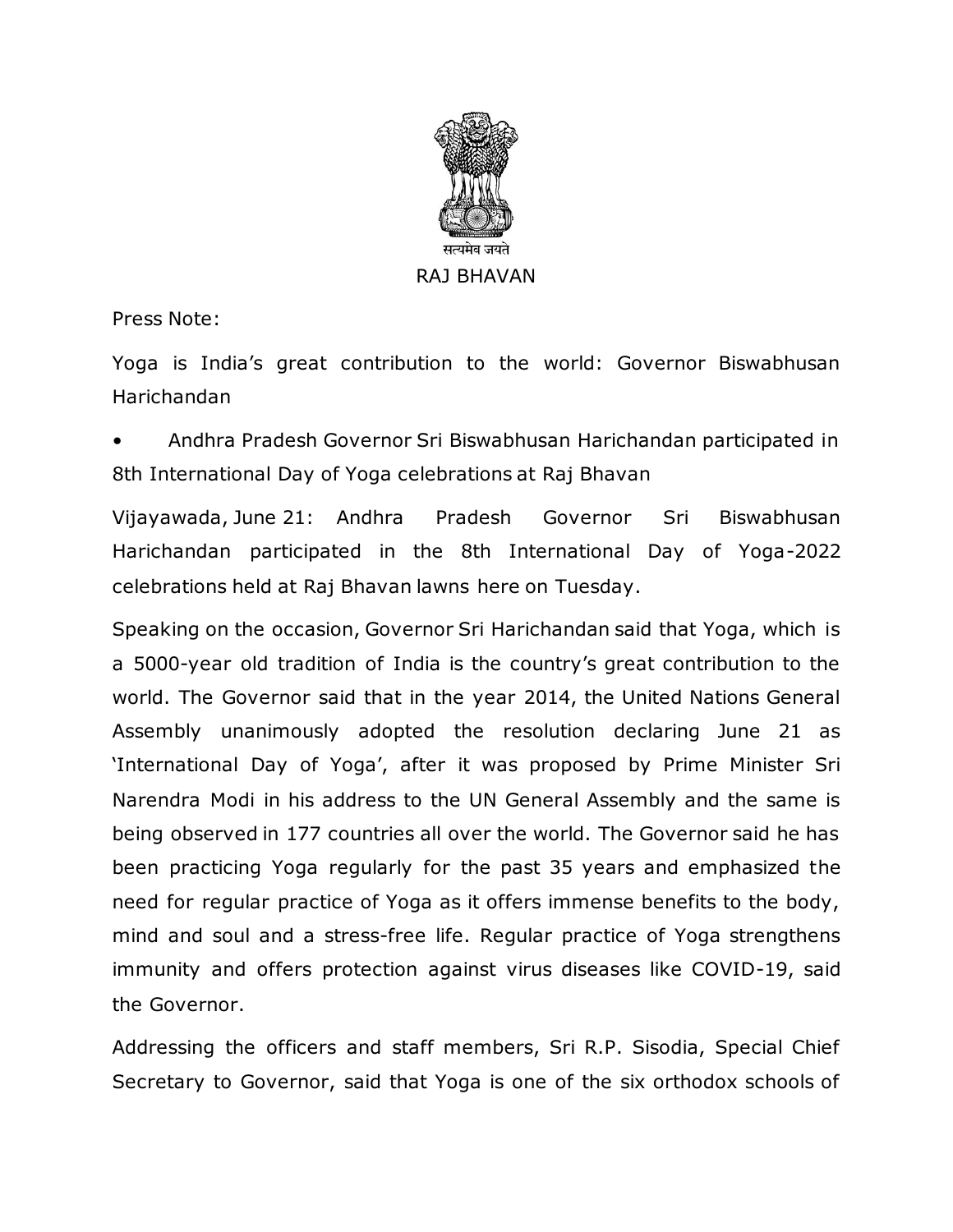सत्यमेव जयते

RAJ BHAVAN

Press Note:

Yoga is India's great contribution to the world: Governor Biswabhusan Harichandan

- Andhra Pradesh Governor Sri Biswabhusan Harichandan participated in 8th International Day of Yoga celebrations at Raj Bhavan

Vijayawada, June 21: Andhra Pradesh Governor Sri Biswabhusan Harichandan participated in the 8th International Day of Yoga-2022 celebrations held at Raj Bhavan lawns here on Tuesday.

Speaking on the occasion, Governor Sri Harichandan said that Yoga, which is a 5000-year old tradition of India is the country's great contribution to the world. The Governor said that in the year 2014, the United Nations General Assembly unanimously adopted the resolution declaring June 21 as 'International Day of Yoga', after it was proposed by Prime Minister Sri Narendra Modi in his address to the UN General Assembly and the same is being observed in 177 countries all over the world. The Governor said he has been practicing Yoga regularly for the past 35 years and emphasized the need for regular practice of Yoga as it offers immense benefits to the body, mind and soul and a stress-free life. Regular practice of Yoga strengthens immunity and offers protection against virus diseases like COVID-19, said the Governor.

Addressing the officers and staff members, Sri R.P. Sisodia, Special Chief Secretary to Governor, said that Yoga is one of the six orthodox schools of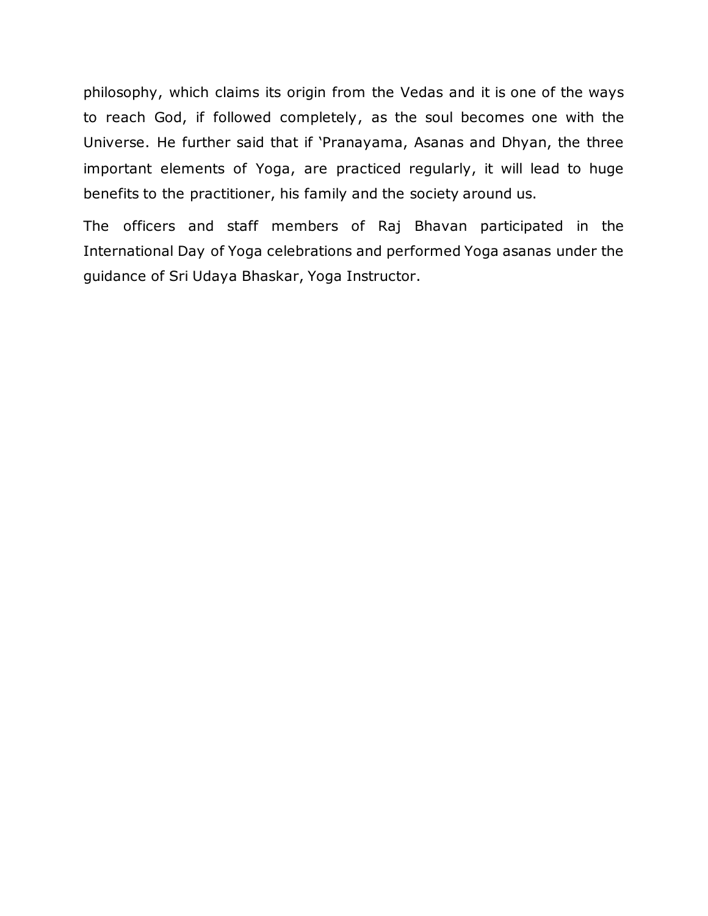philosophy, which claims its origin from the Vedas and it is one of the ways to reach God, if followed completely, as the soul becomes one with the Universe. He further said that if 'Pranayama, Asanas and Dhyan, the three important elements of Yoga, are practiced regularly, it will lead to huge benefits to the practitioner, his family and the society around us.

The officers and staff members of Raj Bhavan participated in the International Day of Yoga celebrations and performed Yoga asanas under the guidance of Sri Udaya Bhaskar, Yoga Instructor.